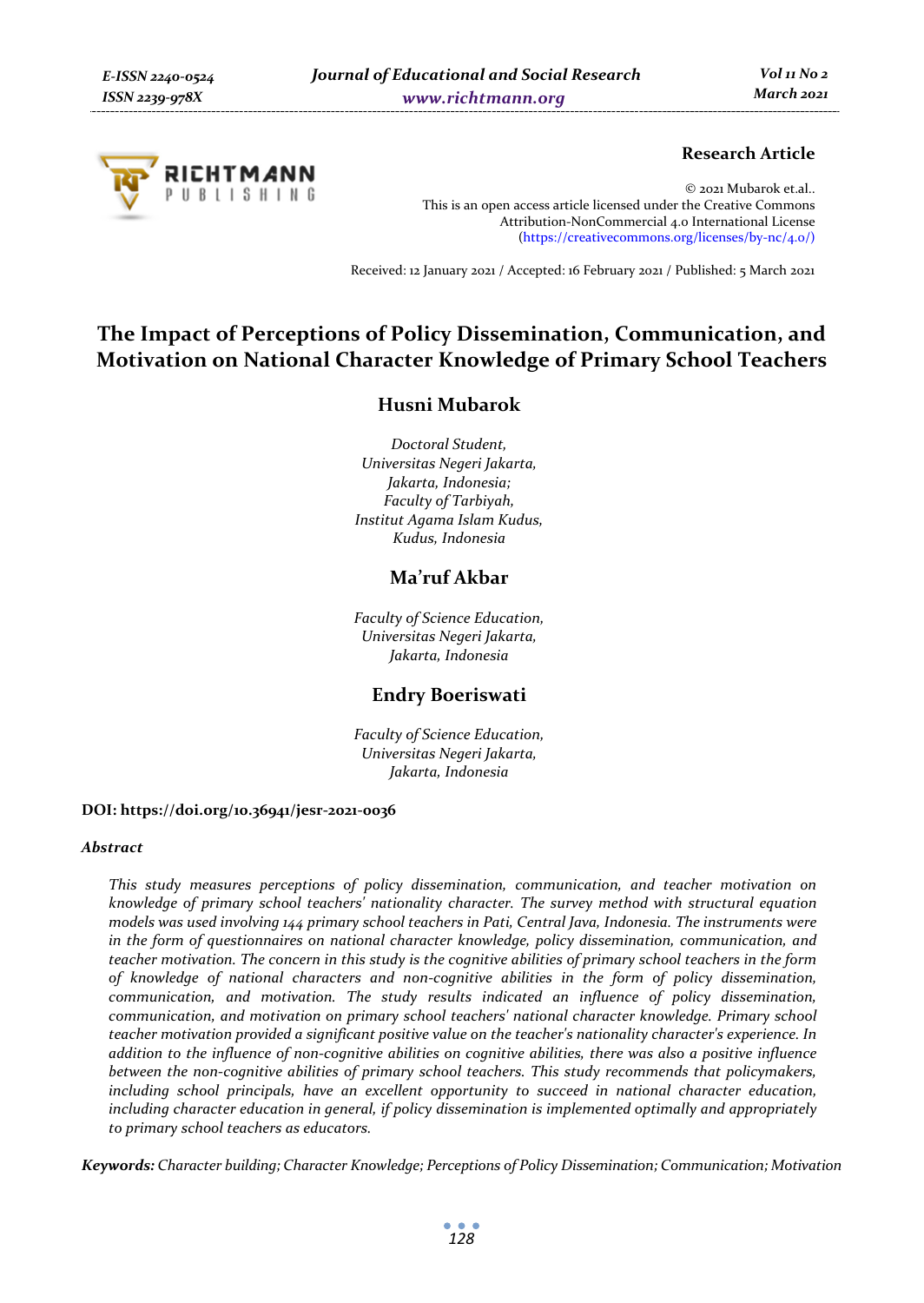**Research Article**

© 2021 Mubarok et.al..
This is an open access article licensed under the Creative Commons Attribution-NonCommercial 4.0 International License (https://creativecommons.org/licenses/by-nc/4.0/)

Received: 12 January 2021 / Accepted: 16 February 2021 / Published: 5 March 2021

# The Impact of Perceptions of Policy Dissemination, Communication, and Motivation on National Character Knowledge of Primary School Teachers

## Husni Mubarok

*Doctoral Student,*
*Universitas Negeri Jakarta,*
*Jakarta, Indonesia;*
*Faculty of Tarbiyah,*
*Institut Agama Islam Kudus,*
*Kudus, Indonesia*

## Ma'ruf Akbar

*Faculty of Science Education,*
*Universitas Negeri Jakarta,*
*Jakarta, Indonesia*

## Endry Boeriswati

*Faculty of Science Education,*
*Universitas Negeri Jakarta,*
*Jakarta, Indonesia*

**DOI: https://doi.org/10.36941/jesr-2021-0036**

***Abstract***

*This study measures perceptions of policy dissemination, communication, and teacher motivation on knowledge of primary school teachers' nationality character. The survey method with structural equation models was used involving 144 primary school teachers in Pati, Central Java, Indonesia. The instruments were in the form of questionnaires on national character knowledge, policy dissemination, communication, and teacher motivation. The concern in this study is the cognitive abilities of primary school teachers in the form of knowledge of national characters and non-cognitive abilities in the form of policy dissemination, communication, and motivation. The study results indicated an influence of policy dissemination, communication, and motivation on primary school teachers' national character knowledge. Primary school teacher motivation provided a significant positive value on the teacher's nationality character's experience. In addition to the influence of non-cognitive abilities on cognitive abilities, there was also a positive influence between the non-cognitive abilities of primary school teachers. This study recommends that policymakers, including school principals, have an excellent opportunity to succeed in national character education, including character education in general, if policy dissemination is implemented optimally and appropriately to primary school teachers as educators.*

**Keywords:** *Character building; Character Knowledge; Perceptions of Policy Dissemination; Communication; Motivation*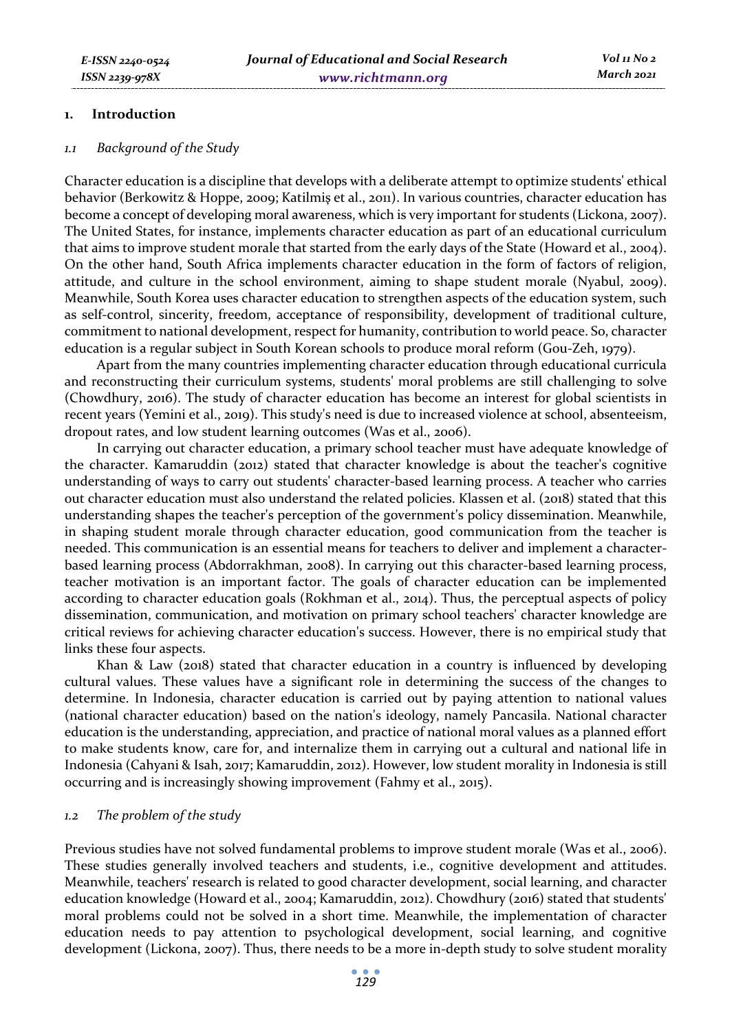## 1. Introduction

### 1.1 Background of the Study

Character education is a discipline that develops with a deliberate attempt to optimize students' ethical behavior (Berkowitz & Hoppe, 2009; Katilmiş et al., 2011). In various countries, character education has become a concept of developing moral awareness, which is very important for students (Lickona, 2007). The United States, for instance, implements character education as part of an educational curriculum that aims to improve student morale that started from the early days of the State (Howard et al., 2004). On the other hand, South Africa implements character education in the form of factors of religion, attitude, and culture in the school environment, aiming to shape student morale (Nyabul, 2009). Meanwhile, South Korea uses character education to strengthen aspects of the education system, such as self-control, sincerity, freedom, acceptance of responsibility, development of traditional culture, commitment to national development, respect for humanity, contribution to world peace. So, character education is a regular subject in South Korean schools to produce moral reform (Gou-Zeh, 1979).

Apart from the many countries implementing character education through educational curricula and reconstructing their curriculum systems, students' moral problems are still challenging to solve (Chowdhury, 2016). The study of character education has become an interest for global scientists in recent years (Yemini et al., 2019). This study's need is due to increased violence at school, absenteeism, dropout rates, and low student learning outcomes (Was et al., 2006).

In carrying out character education, a primary school teacher must have adequate knowledge of the character. Kamaruddin (2012) stated that character knowledge is about the teacher's cognitive understanding of ways to carry out students' character-based learning process. A teacher who carries out character education must also understand the related policies. Klassen et al. (2018) stated that this understanding shapes the teacher's perception of the government's policy dissemination. Meanwhile, in shaping student morale through character education, good communication from the teacher is needed. This communication is an essential means for teachers to deliver and implement a character-based learning process (Abdorrakhman, 2008). In carrying out this character-based learning process, teacher motivation is an important factor. The goals of character education can be implemented according to character education goals (Rokhman et al., 2014). Thus, the perceptual aspects of policy dissemination, communication, and motivation on primary school teachers' character knowledge are critical reviews for achieving character education's success. However, there is no empirical study that links these four aspects.

Khan & Law (2018) stated that character education in a country is influenced by developing cultural values. These values have a significant role in determining the success of the changes to determine. In Indonesia, character education is carried out by paying attention to national values (national character education) based on the nation's ideology, namely Pancasila. National character education is the understanding, appreciation, and practice of national moral values as a planned effort to make students know, care for, and internalize them in carrying out a cultural and national life in Indonesia (Cahyani & Isah, 2017; Kamaruddin, 2012). However, low student morality in Indonesia is still occurring and is increasingly showing improvement (Fahmy et al., 2015).

### 1.2 The problem of the study

Previous studies have not solved fundamental problems to improve student morale (Was et al., 2006). These studies generally involved teachers and students, i.e., cognitive development and attitudes. Meanwhile, teachers' research is related to good character development, social learning, and character education knowledge (Howard et al., 2004; Kamaruddin, 2012). Chowdhury (2016) stated that students' moral problems could not be solved in a short time. Meanwhile, the implementation of character education needs to pay attention to psychological development, social learning, and cognitive development (Lickona, 2007). Thus, there needs to be a more in-depth study to solve student morality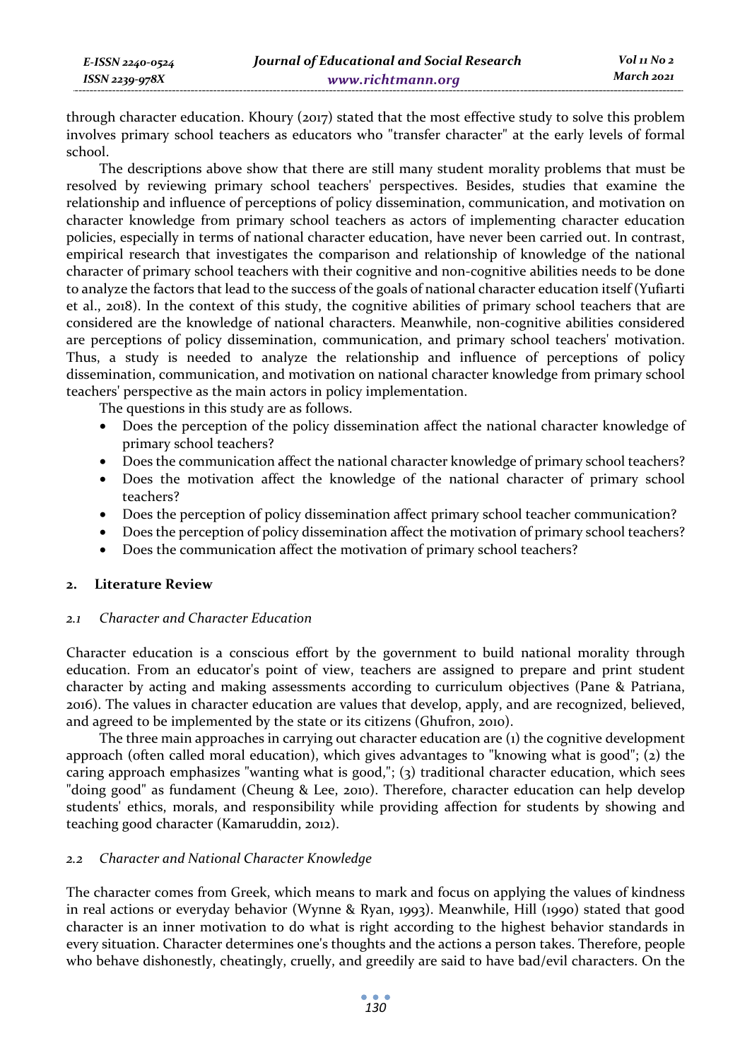through character education. Khoury (2017) stated that the most effective study to solve this problem involves primary school teachers as educators who "transfer character" at the early levels of formal school.

The descriptions above show that there are still many student morality problems that must be resolved by reviewing primary school teachers' perspectives. Besides, studies that examine the relationship and influence of perceptions of policy dissemination, communication, and motivation on character knowledge from primary school teachers as actors of implementing character education policies, especially in terms of national character education, have never been carried out. In contrast, empirical research that investigates the comparison and relationship of knowledge of the national character of primary school teachers with their cognitive and non-cognitive abilities needs to be done to analyze the factors that lead to the success of the goals of national character education itself (Yufiarti et al., 2018). In the context of this study, the cognitive abilities of primary school teachers that are considered are the knowledge of national characters. Meanwhile, non-cognitive abilities considered are perceptions of policy dissemination, communication, and primary school teachers' motivation. Thus, a study is needed to analyze the relationship and influence of perceptions of policy dissemination, communication, and motivation on national character knowledge from primary school teachers' perspective as the main actors in policy implementation.

The questions in this study are as follows.

- Does the perception of the policy dissemination affect the national character knowledge of primary school teachers?
- Does the communication affect the national character knowledge of primary school teachers?
- Does the motivation affect the knowledge of the national character of primary school teachers?
- Does the perception of policy dissemination affect primary school teacher communication?
- Does the perception of policy dissemination affect the motivation of primary school teachers?
- Does the communication affect the motivation of primary school teachers?

## 2. Literature Review

### *2.1 Character and Character Education*

Character education is a conscious effort by the government to build national morality through education. From an educator's point of view, teachers are assigned to prepare and print student character by acting and making assessments according to curriculum objectives (Pane & Patriana, 2016). The values in character education are values that develop, apply, and are recognized, believed, and agreed to be implemented by the state or its citizens (Ghufron, 2010).

The three main approaches in carrying out character education are (1) the cognitive development approach (often called moral education), which gives advantages to "knowing what is good"; (2) the caring approach emphasizes "wanting what is good,"; (3) traditional character education, which sees "doing good" as fundament (Cheung & Lee, 2010). Therefore, character education can help develop students' ethics, morals, and responsibility while providing affection for students by showing and teaching good character (Kamaruddin, 2012).

### *2.2 Character and National Character Knowledge*

The character comes from Greek, which means to mark and focus on applying the values of kindness in real actions or everyday behavior (Wynne & Ryan, 1993). Meanwhile, Hill (1990) stated that good character is an inner motivation to do what is right according to the highest behavior standards in every situation. Character determines one's thoughts and the actions a person takes. Therefore, people who behave dishonestly, cheatingly, cruelly, and greedily are said to have bad/evil characters. On the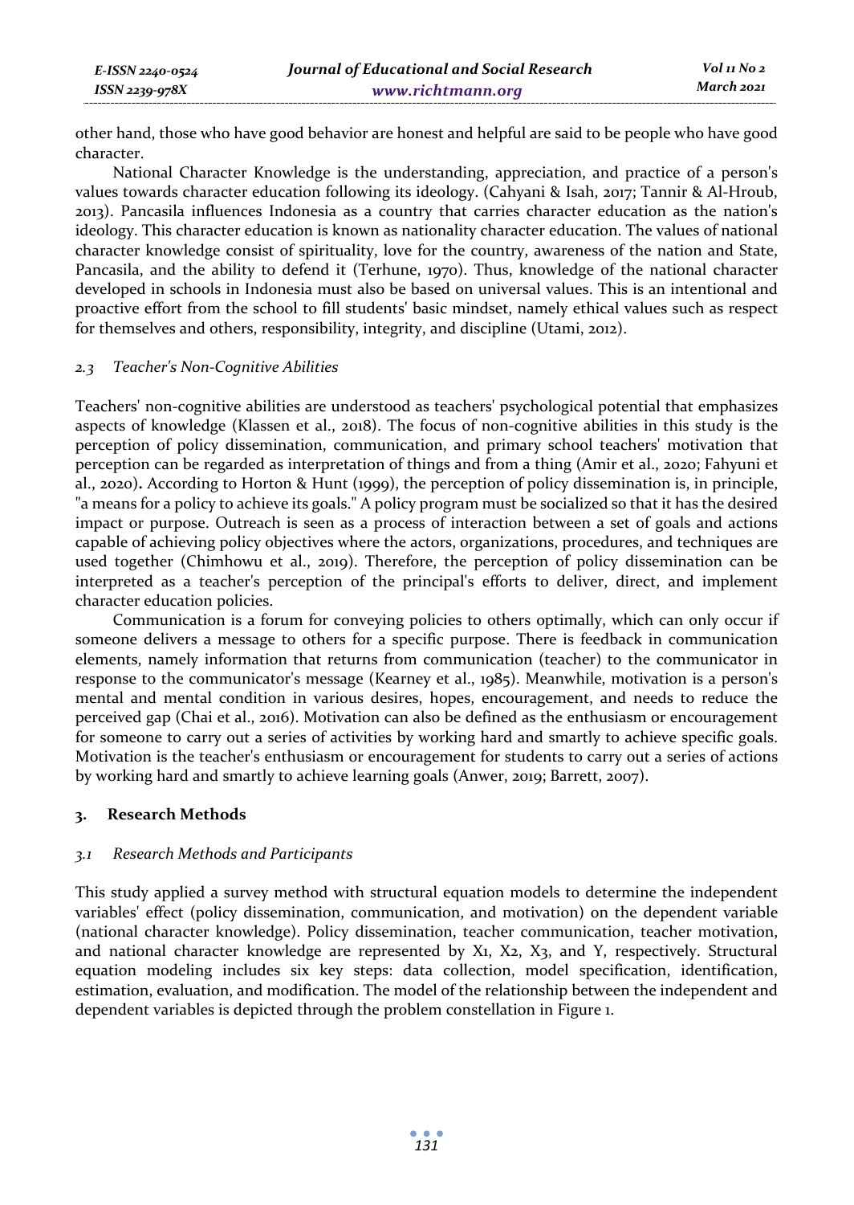other hand, those who have good behavior are honest and helpful are said to be people who have good character.

National Character Knowledge is the understanding, appreciation, and practice of a person's values towards character education following its ideology. (Cahyani & Isah, 2017; Tannir & Al-Hroub, 2013). Pancasila influences Indonesia as a country that carries character education as the nation's ideology. This character education is known as nationality character education. The values of national character knowledge consist of spirituality, love for the country, awareness of the nation and State, Pancasila, and the ability to defend it (Terhune, 1970). Thus, knowledge of the national character developed in schools in Indonesia must also be based on universal values. This is an intentional and proactive effort from the school to fill students' basic mindset, namely ethical values such as respect for themselves and others, responsibility, integrity, and discipline (Utami, 2012).

### *2.3 Teacher's Non-Cognitive Abilities*

Teachers' non-cognitive abilities are understood as teachers' psychological potential that emphasizes aspects of knowledge (Klassen et al., 2018). The focus of non-cognitive abilities in this study is the perception of policy dissemination, communication, and primary school teachers' motivation that perception can be regarded as interpretation of things and from a thing (Amir et al., 2020; Fahyuni et al., 2020). According to Horton & Hunt (1999), the perception of policy dissemination is, in principle, "a means for a policy to achieve its goals." A policy program must be socialized so that it has the desired impact or purpose. Outreach is seen as a process of interaction between a set of goals and actions capable of achieving policy objectives where the actors, organizations, procedures, and techniques are used together (Chimhowu et al., 2019). Therefore, the perception of policy dissemination can be interpreted as a teacher's perception of the principal's efforts to deliver, direct, and implement character education policies.

Communication is a forum for conveying policies to others optimally, which can only occur if someone delivers a message to others for a specific purpose. There is feedback in communication elements, namely information that returns from communication (teacher) to the communicator in response to the communicator's message (Kearney et al., 1985). Meanwhile, motivation is a person's mental and mental condition in various desires, hopes, encouragement, and needs to reduce the perceived gap (Chai et al., 2016). Motivation can also be defined as the enthusiasm or encouragement for someone to carry out a series of activities by working hard and smartly to achieve specific goals. Motivation is the teacher's enthusiasm or encouragement for students to carry out a series of actions by working hard and smartly to achieve learning goals (Anwer, 2019; Barrett, 2007).

## 3. Research Methods

### *3.1 Research Methods and Participants*

This study applied a survey method with structural equation models to determine the independent variables' effect (policy dissemination, communication, and motivation) on the dependent variable (national character knowledge). Policy dissemination, teacher communication, teacher motivation, and national character knowledge are represented by $X_1$, $X_2$, $X_3$, and Y, respectively. Structural equation modeling includes six key steps: data collection, model specification, identification, estimation, evaluation, and modification. The model of the relationship between the independent and dependent variables is depicted through the problem constellation in Figure 1.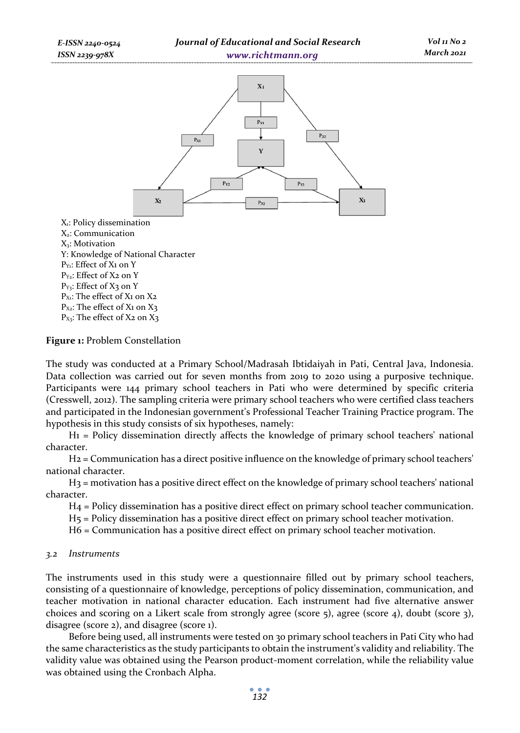X1

PY1

PX1

PX3

Y

PY2

PY3

X2

PX2

X3

$X_1$: Policy dissemination
$X_2$: Communication
$X_3$: Motivation
Y: Knowledge of National Character
$P_{Y1}$: Effect of X1 on Y
$P_{Y2}$: Effect of X2 on Y
$P_{Y3}$: Effect of X3 on Y
$P_{X1}$: The effect of X1 on X2
$P_{X2}$: The effect of X1 on X3
$P_{X3}$: The effect of X2 on X3

**Figure 1:** Problem Constellation

The study was conducted at a Primary School/Madrasah Ibtidaiyah in Pati, Central Java, Indonesia. Data collection was carried out for seven months from 2019 to 2020 using a purposive technique. Participants were 144 primary school teachers in Pati who were determined by specific criteria (Cresswell, 2012). The sampling criteria were primary school teachers who were certified class teachers and participated in the Indonesian government's Professional Teacher Training Practice program. The hypothesis in this study consists of six hypotheses, namely:

H1 = Policy dissemination directly affects the knowledge of primary school teachers' national character.

H2 = Communication has a direct positive influence on the knowledge of primary school teachers' national character.

H3 = motivation has a positive direct effect on the knowledge of primary school teachers' national character.

H4 = Policy dissemination has a positive direct effect on primary school teacher communication.

H5 = Policy dissemination has a positive direct effect on primary school teacher motivation.

H6 = Communication has a positive direct effect on primary school teacher motivation.

### *3.2 Instruments*

The instruments used in this study were a questionnaire filled out by primary school teachers, consisting of a questionnaire of knowledge, perceptions of policy dissemination, communication, and teacher motivation in national character education. Each instrument had five alternative answer choices and scoring on a Likert scale from strongly agree (score 5), agree (score 4), doubt (score 3), disagree (score 2), and disagree (score 1).

Before being used, all instruments were tested on 30 primary school teachers in Pati City who had the same characteristics as the study participants to obtain the instrument's validity and reliability. The validity value was obtained using the Pearson product-moment correlation, while the reliability value was obtained using the Cronbach Alpha.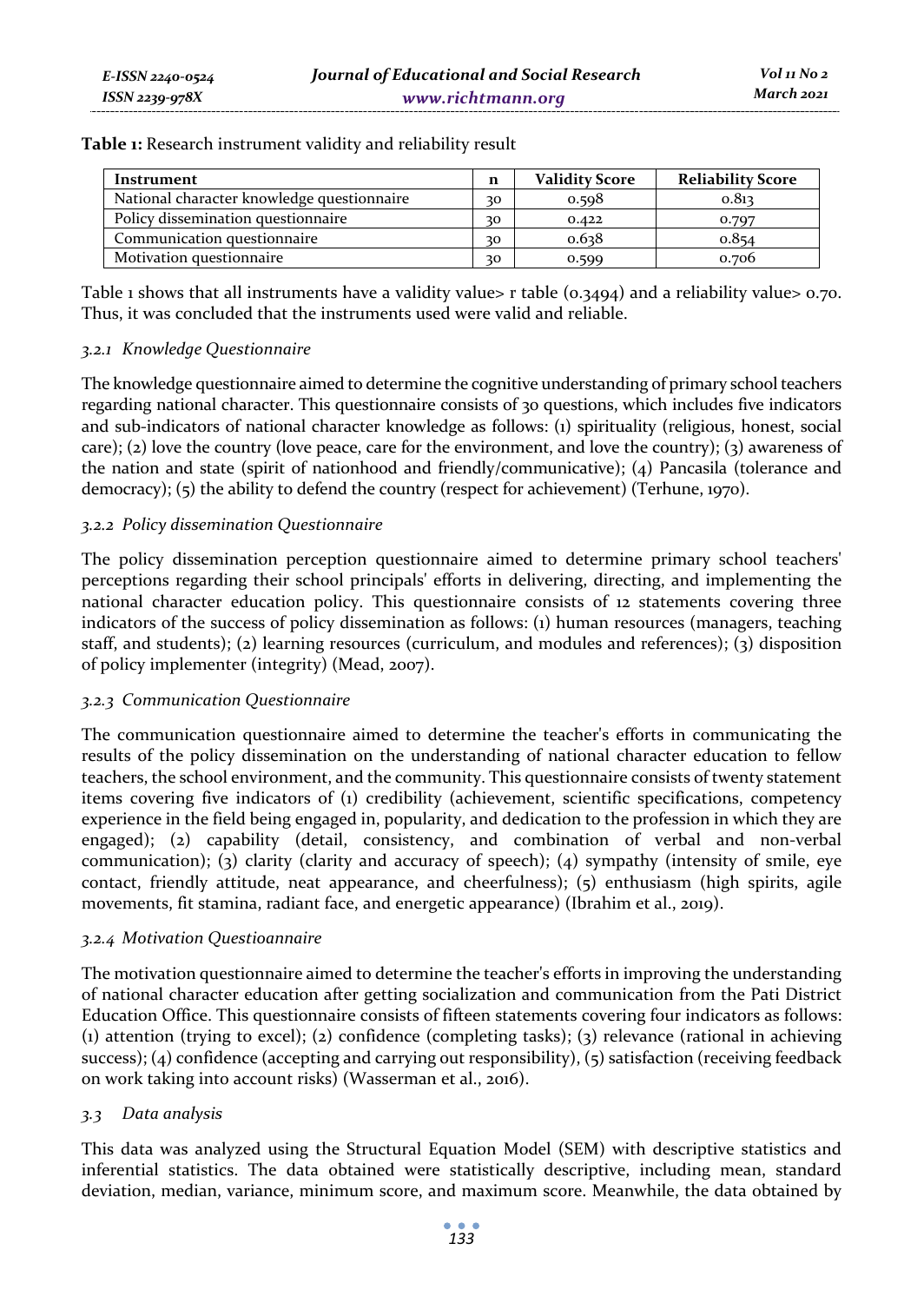**Table 1:** Research instrument validity and reliability result

| Instrument | n | Validity Score | Reliability Score |
| --- | --- | --- | --- |
| National character knowledge questionnaire | 30 | 0.598 | 0.813 |
| Policy dissemination questionnaire | 30 | 0.422 | 0.797 |
| Communication questionnaire | 30 | 0.638 | 0.854 |
| Motivation questionnaire | 30 | 0.599 | 0.706 |

Table 1 shows that all instruments have a validity value> r table (0.3494) and a reliability value> 0.70. Thus, it was concluded that the instruments used were valid and reliable.

### *3.2.1 Knowledge Questionnaire*

The knowledge questionnaire aimed to determine the cognitive understanding of primary school teachers regarding national character. This questionnaire consists of 30 questions, which includes five indicators and sub-indicators of national character knowledge as follows: (1) spirituality (religious, honest, social care); (2) love the country (love peace, care for the environment, and love the country); (3) awareness of the nation and state (spirit of nationhood and friendly/communicative); (4) Pancasila (tolerance and democracy); (5) the ability to defend the country (respect for achievement) (Terhune, 1970).

### *3.2.2 Policy dissemination Questionnaire*

The policy dissemination perception questionnaire aimed to determine primary school teachers' perceptions regarding their school principals' efforts in delivering, directing, and implementing the national character education policy. This questionnaire consists of 12 statements covering three indicators of the success of policy dissemination as follows: (1) human resources (managers, teaching staff, and students); (2) learning resources (curriculum, and modules and references); (3) disposition of policy implementer (integrity) (Mead, 2007).

### *3.2.3 Communication Questionnaire*

The communication questionnaire aimed to determine the teacher's efforts in communicating the results of the policy dissemination on the understanding of national character education to fellow teachers, the school environment, and the community. This questionnaire consists of twenty statement items covering five indicators of (1) credibility (achievement, scientific specifications, competency experience in the field being engaged in, popularity, and dedication to the profession in which they are engaged); (2) capability (detail, consistency, and combination of verbal and non-verbal communication); (3) clarity (clarity and accuracy of speech); (4) sympathy (intensity of smile, eye contact, friendly attitude, neat appearance, and cheerfulness); (5) enthusiasm (high spirits, agile movements, fit stamina, radiant face, and energetic appearance) (Ibrahim et al., 2019).

### *3.2.4 Motivation Questioannaire*

The motivation questionnaire aimed to determine the teacher's efforts in improving the understanding of national character education after getting socialization and communication from the Pati District Education Office. This questionnaire consists of fifteen statements covering four indicators as follows: (1) attention (trying to excel); (2) confidence (completing tasks); (3) relevance (rational in achieving success); (4) confidence (accepting and carrying out responsibility), (5) satisfaction (receiving feedback on work taking into account risks) (Wasserman et al., 2016).

## *3.3 Data analysis*

This data was analyzed using the Structural Equation Model (SEM) with descriptive statistics and inferential statistics. The data obtained were statistically descriptive, including mean, standard deviation, median, variance, minimum score, and maximum score. Meanwhile, the data obtained by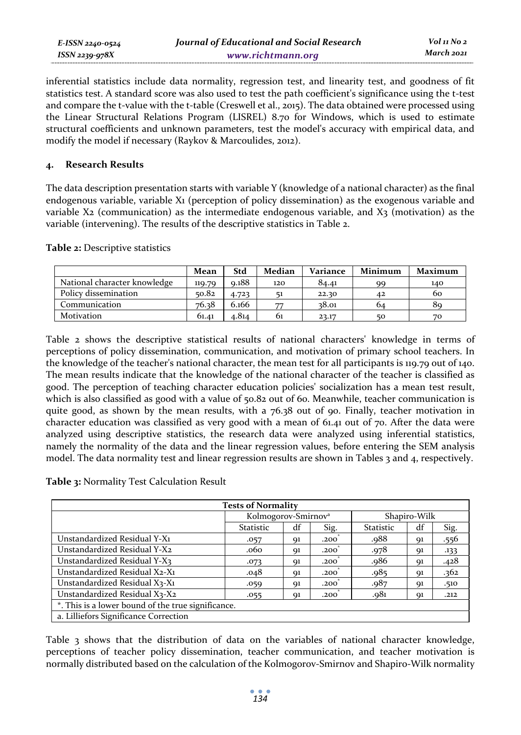inferential statistics include data normality, regression test, and linearity test, and goodness of fit statistics test. A standard score was also used to test the path coefficient's significance using the t-test and compare the t-value with the t-table (Creswell et al., 2015). The data obtained were processed using the Linear Structural Relations Program (LISREL) 8.70 for Windows, which is used to estimate structural coefficients and unknown parameters, test the model's accuracy with empirical data, and modify the model if necessary (Raykov & Marcoulides, 2012).

## 4. Research Results

The data description presentation starts with variable Y (knowledge of a national character) as the final endogenous variable, variable $X_1$ (perception of policy dissemination) as the exogenous variable and variable $X_2$ (communication) as the intermediate endogenous variable, and $X_3$ (motivation) as the variable (intervening). The results of the descriptive statistics in Table 2.

**Table 2:** Descriptive statistics

| | Mean | Std | Median | Variance | Minimum | Maximum |
|---|---|---|---|---|---|---|
| National character knowledge | 119.79 | 9.188 | 120 | 84.41 | 99 | 140 |
| Policy dissemination | 50.82 | 4.723 | 51 | 22.30 | 42 | 60 |
| Communication | 76.38 | 6.166 | 77 | 38.01 | 64 | 89 |
| Motivation | 61.41 | 4.814 | 61 | 23.17 | 50 | 70 |

Table 2 shows the descriptive statistical results of national characters' knowledge in terms of perceptions of policy dissemination, communication, and motivation of primary school teachers. In the knowledge of the teacher's national character, the mean test for all participants is 119.79 out of 140. The mean results indicate that the knowledge of the national character of the teacher is classified as good. The perception of teaching character education policies' socialization has a mean test result, which is also classified as good with a value of 50.82 out of 60. Meanwhile, teacher communication is quite good, as shown by the mean results, with a 76.38 out of 90. Finally, teacher motivation in character education was classified as very good with a mean of 61.41 out of 70. After the data were analyzed using descriptive statistics, the research data were analyzed using inferential statistics, namely the normality of the data and the linear regression values, before entering the SEM analysis model. The data normality test and linear regression results are shown in Tables 3 and 4, respectively.

**Table 3:** Normality Test Calculation Result

| Tests of Normality | | | | | | |
|---|---|---|---|---|---|---|
| | Kolmogorov-Smirnov[a] | | | Shapiro-Wilk | | |
| | Statistic | df | Sig. | Statistic | df | Sig. |
| Unstandardized Residual Y-X1 | .057 | 91 | .200* | .988 | 91 | .556 |
| Unstandardized Residual Y-X2 | .060 | 91 | .200* | .978 | 91 | .133 |
| Unstandardized Residual Y-X3 | .073 | 91 | .200* | .986 | 91 | .428 |
| Unstandardized Residual X2-X1 | .048 | 91 | .200* | .985 | 91 | .362 |
| Unstandardized Residual X3-X1 | .059 | 91 | .200* | .987 | 91 | .510 |
| Unstandardized Residual X3-X2 | .055 | 91 | .200* | .981 | 91 | .212 |
| *. This is a lower bound of the true significance. | | | | | | |
| a. Lilliefors Significance Correction | | | | | | |

Table 3 shows that the distribution of data on the variables of national character knowledge, perceptions of teacher policy dissemination, teacher communication, and teacher motivation is normally distributed based on the calculation of the Kolmogorov-Smirnov and Shapiro-Wilk normality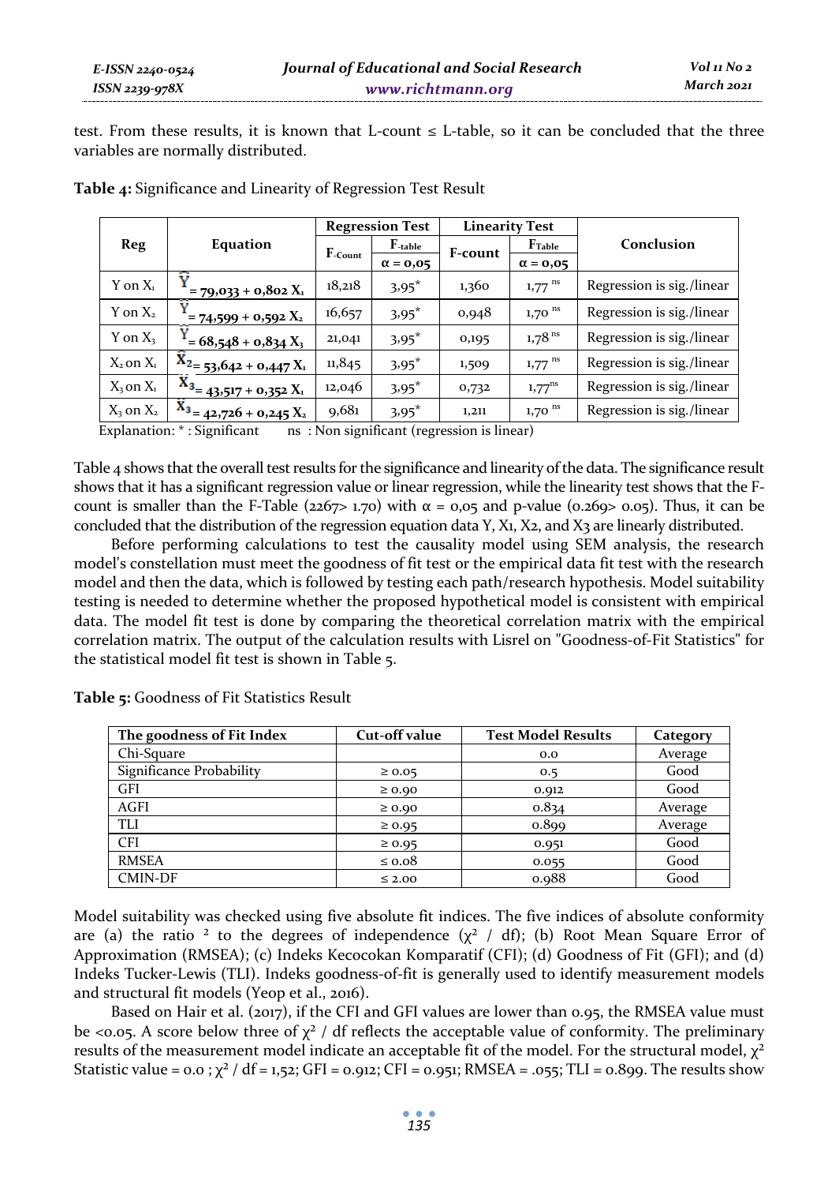test. From these results, it is known that L-count ≤ L-table, so it can be concluded that the three variables are normally distributed.

**Table 4:** Significance and Linearity of Regression Test Result

| Reg | Equation | Regression Test | | Linearity Test | | Conclusion |
|---|---|---|---|---|---|---|
| | | $F_{Count}$ | $F_{table}$ $\alpha = 0{,}05$ | F-count | $F_{Table}$ $\alpha = 0{,}05$ | |
| Y on $X_1$ | $\hat{Y} = 79{,}033 + 0{,}802\ X_1$ | 18,218 | 3,95* | 1,360 | 1,77 ns | Regression is sig./linear |
| Y on $X_2$ | $\hat{Y} = 74{,}599 + 0{,}592\ X_2$ | 16,657 | 3,95* | 0,948 | 1,70 ns | Regression is sig./linear |
| Y on $X_3$ | $\hat{Y} = 68{,}548 + 0{,}834\ X_3$ | 21,041 | 3,95* | 0,195 | 1,78 ns | Regression is sig./linear |
| $X_2$ on $X_1$ | $\hat{X}_2 = 53{,}642 + 0{,}447\ X_1$ | 11,845 | 3,95* | 1,509 | 1,77 ns | Regression is sig./linear |
| $X_3$ on $X_1$ | $\hat{X}_3 = 43{,}517 + 0{,}352\ X_1$ | 12,046 | 3,95* | 0,732 | 1,77ns | Regression is sig./linear |
| $X_3$ on $X_2$ | $\hat{X}_3 = 42{,}726 + 0{,}245\ X_2$ | 9,681 | 3,95* | 1,211 | 1,70 ns | Regression is sig./linear |

Explanation: * : Significant   ns : Non significant (regression is linear)

Table 4 shows that the overall test results for the significance and linearity of the data. The significance result shows that it has a significant regression value or linear regression, while the linearity test shows that the F-count is smaller than the F-Table (2267> 1.70) with $\alpha$ = 0,05 and p-value (0.269> 0.05). Thus, it can be concluded that the distribution of the regression equation data Y, X1, X2, and X3 are linearly distributed.

Before performing calculations to test the causality model using SEM analysis, the research model's constellation must meet the goodness of fit test or the empirical data fit test with the research model and then the data, which is followed by testing each path/research hypothesis. Model suitability testing is needed to determine whether the proposed hypothetical model is consistent with empirical data. The model fit test is done by comparing the theoretical correlation matrix with the empirical correlation matrix. The output of the calculation results with Lisrel on "Goodness-of-Fit Statistics" for the statistical model fit test is shown in Table 5.

**Table 5:** Goodness of Fit Statistics Result

| The goodness of Fit Index | Cut-off value | Test Model Results | Category |
|---|---|---|---|
| Chi-Square | | 0.0 | Average |
| Significance Probability | ≥ 0.05 | 0.5 | Good |
| GFI | ≥ 0.90 | 0.912 | Good |
| AGFI | ≥ 0.90 | 0.834 | Average |
| TLI | ≥ 0.95 | 0.899 | Average |
| CFI | ≥ 0.95 | 0.951 | Good |
| RMSEA | ≤ 0.08 | 0.055 | Good |
| CMIN-DF | ≤ 2.00 | 0.988 | Good |

Model suitability was checked using five absolute fit indices. The five indices of absolute conformity are (a) the ratio ² to the degrees of independence ($\chi^2$ / df); (b) Root Mean Square Error of Approximation (RMSEA); (c) Indeks Kecocokan Komparatif (CFI); (d) Goodness of Fit (GFI); and (d) Indeks Tucker-Lewis (TLI). Indeks goodness-of-fit is generally used to identify measurement models and structural fit models (Yeop et al., 2016).

Based on Hair et al. (2017), if the CFI and GFI values are lower than 0.95, the RMSEA value must be <0.05. A score below three of $\chi^2$ / df reflects the acceptable value of conformity. The preliminary results of the measurement model indicate an acceptable fit of the model. For the structural model, $\chi^2$ Statistic value = 0.0 ; $\chi^2$ / df = 1,52; GFI = 0.912; CFI = 0.951; RMSEA = .055; TLI = 0.899. The results show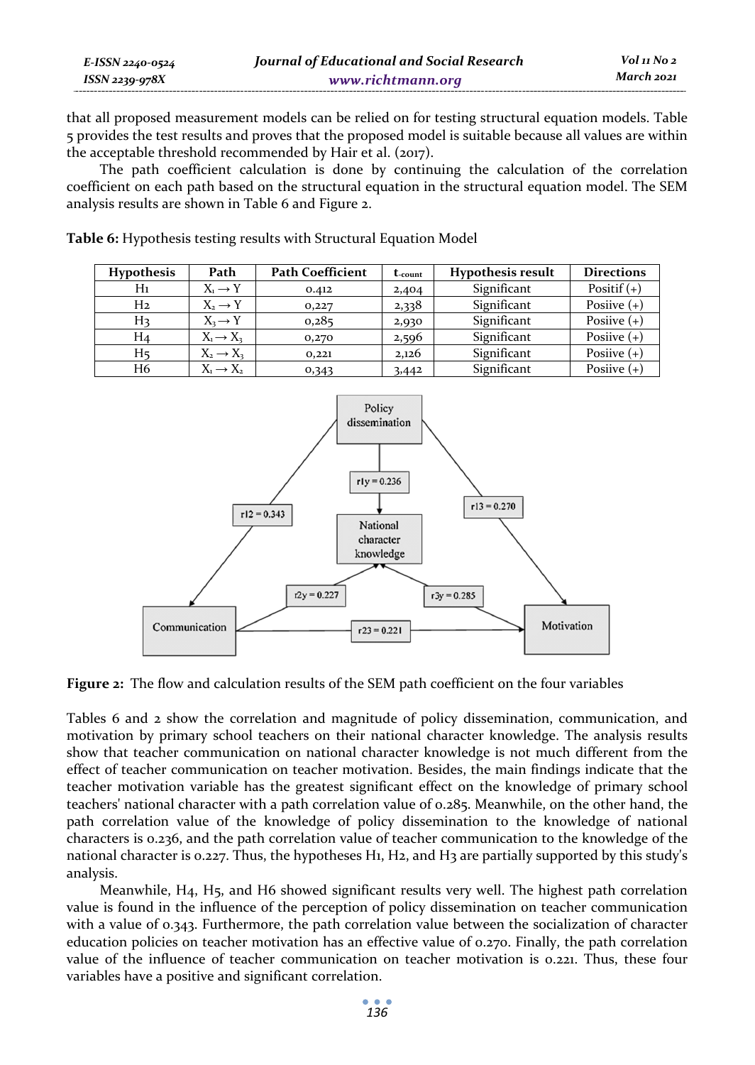that all proposed measurement models can be relied on for testing structural equation models. Table 5 provides the test results and proves that the proposed model is suitable because all values are within the acceptable threshold recommended by Hair et al. (2017).

The path coefficient calculation is done by continuing the calculation of the correlation coefficient on each path based on the structural equation in the structural equation model. The SEM analysis results are shown in Table 6 and Figure 2.

**Table 6:** Hypothesis testing results with Structural Equation Model

| Hypothesis | Path | Path Coefficient | $t_{count}$ | Hypothesis result | Directions |
|---|---|---|---|---|---|
| H1 | $X_1 \rightarrow Y$ | 0.412 | 2,404 | Significant | Positif (+) |
| H2 | $X_2 \rightarrow Y$ | 0,227 | 2,338 | Significant | Posiive (+) |
| H3 | $X_3 \rightarrow Y$ | 0,285 | 2,930 | Significant | Posiive (+) |
| H4 | $X_1 \rightarrow X_3$ | 0,270 | 2,596 | Significant | Posiive (+) |
| H5 | $X_2 \rightarrow X_3$ | 0,221 | 2,126 | Significant | Posiive (+) |
| H6 | $X_1 \rightarrow X_2$ | 0,343 | 3,442 | Significant | Posiive (+) |

Policy dissemination
National character knowledge
Communication
Motivation
r1y = 0.236
r12 = 0.343
r13 = 0.270
r2y = 0.227
r3y = 0.285
r23 = 0.221

**Figure 2:** The flow and calculation results of the SEM path coefficient on the four variables

Tables 6 and 2 show the correlation and magnitude of policy dissemination, communication, and motivation by primary school teachers on their national character knowledge. The analysis results show that teacher communication on national character knowledge is not much different from the effect of teacher communication on teacher motivation. Besides, the main findings indicate that the teacher motivation variable has the greatest significant effect on the knowledge of primary school teachers' national character with a path correlation value of 0.285. Meanwhile, on the other hand, the path correlation value of the knowledge of policy dissemination to the knowledge of national characters is 0.236, and the path correlation value of teacher communication to the knowledge of the national character is 0.227. Thus, the hypotheses H1, H2, and H3 are partially supported by this study's analysis.

Meanwhile, H4, H5, and H6 showed significant results very well. The highest path correlation value is found in the influence of the perception of policy dissemination on teacher communication with a value of 0.343. Furthermore, the path correlation value between the socialization of character education policies on teacher motivation has an effective value of 0.270. Finally, the path correlation value of the influence of teacher communication on teacher motivation is 0.221. Thus, these four variables have a positive and significant correlation.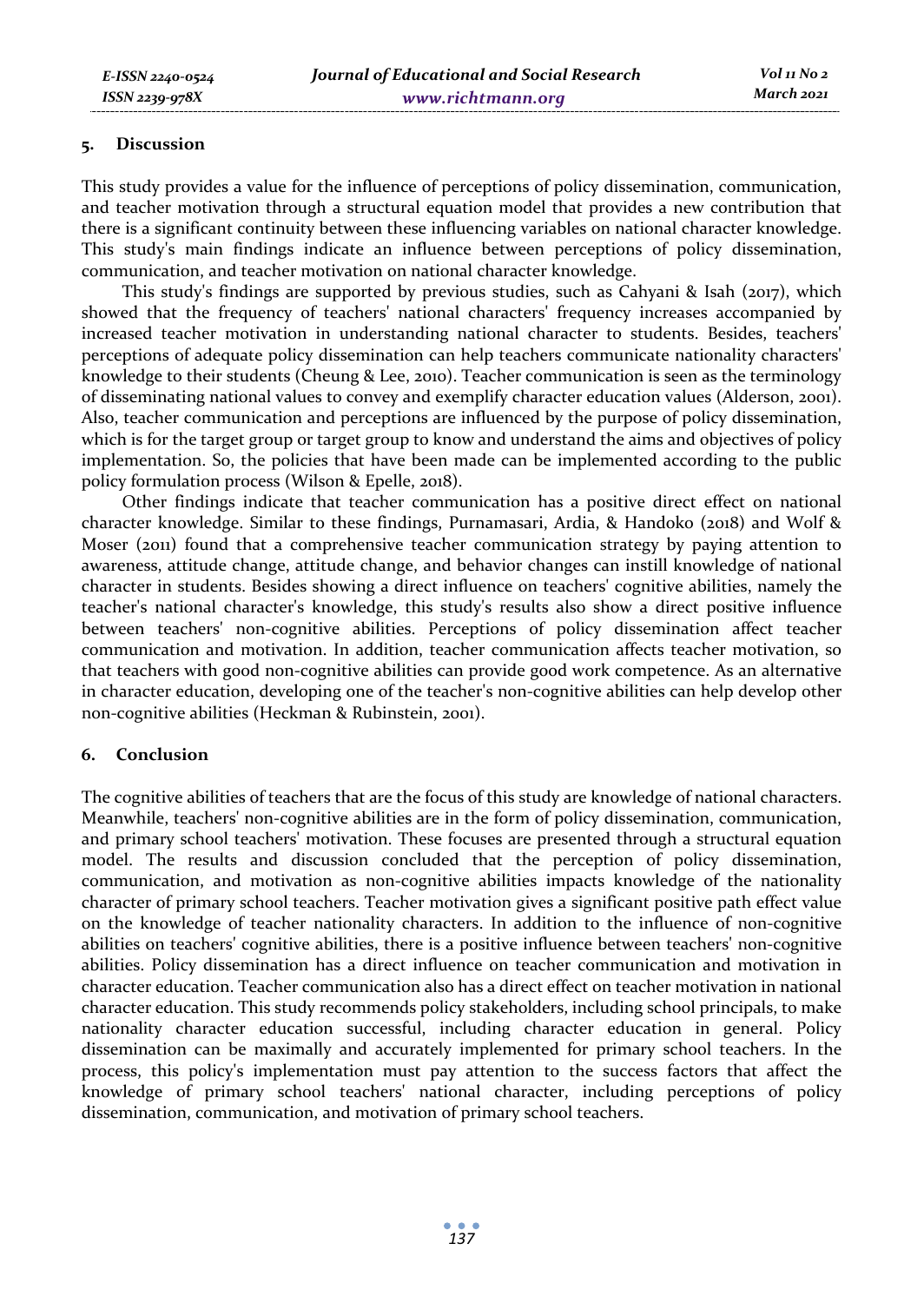## 5. Discussion

This study provides a value for the influence of perceptions of policy dissemination, communication, and teacher motivation through a structural equation model that provides a new contribution that there is a significant continuity between these influencing variables on national character knowledge. This study's main findings indicate an influence between perceptions of policy dissemination, communication, and teacher motivation on national character knowledge.

This study's findings are supported by previous studies, such as Cahyani & Isah (2017), which showed that the frequency of teachers' national characters' frequency increases accompanied by increased teacher motivation in understanding national character to students. Besides, teachers' perceptions of adequate policy dissemination can help teachers communicate nationality characters' knowledge to their students (Cheung & Lee, 2010). Teacher communication is seen as the terminology of disseminating national values to convey and exemplify character education values (Alderson, 2001). Also, teacher communication and perceptions are influenced by the purpose of policy dissemination, which is for the target group or target group to know and understand the aims and objectives of policy implementation. So, the policies that have been made can be implemented according to the public policy formulation process (Wilson & Epelle, 2018).

Other findings indicate that teacher communication has a positive direct effect on national character knowledge. Similar to these findings, Purnamasari, Ardia, & Handoko (2018) and Wolf & Moser (2011) found that a comprehensive teacher communication strategy by paying attention to awareness, attitude change, attitude change, and behavior changes can instill knowledge of national character in students. Besides showing a direct influence on teachers' cognitive abilities, namely the teacher's national character's knowledge, this study's results also show a direct positive influence between teachers' non-cognitive abilities. Perceptions of policy dissemination affect teacher communication and motivation. In addition, teacher communication affects teacher motivation, so that teachers with good non-cognitive abilities can provide good work competence. As an alternative in character education, developing one of the teacher's non-cognitive abilities can help develop other non-cognitive abilities (Heckman & Rubinstein, 2001).

## 6. Conclusion

The cognitive abilities of teachers that are the focus of this study are knowledge of national characters. Meanwhile, teachers' non-cognitive abilities are in the form of policy dissemination, communication, and primary school teachers' motivation. These focuses are presented through a structural equation model. The results and discussion concluded that the perception of policy dissemination, communication, and motivation as non-cognitive abilities impacts knowledge of the nationality character of primary school teachers. Teacher motivation gives a significant positive path effect value on the knowledge of teacher nationality characters. In addition to the influence of non-cognitive abilities on teachers' cognitive abilities, there is a positive influence between teachers' non-cognitive abilities. Policy dissemination has a direct influence on teacher communication and motivation in character education. Teacher communication also has a direct effect on teacher motivation in national character education. This study recommends policy stakeholders, including school principals, to make nationality character education successful, including character education in general. Policy dissemination can be maximally and accurately implemented for primary school teachers. In the process, this policy's implementation must pay attention to the success factors that affect the knowledge of primary school teachers' national character, including perceptions of policy dissemination, communication, and motivation of primary school teachers.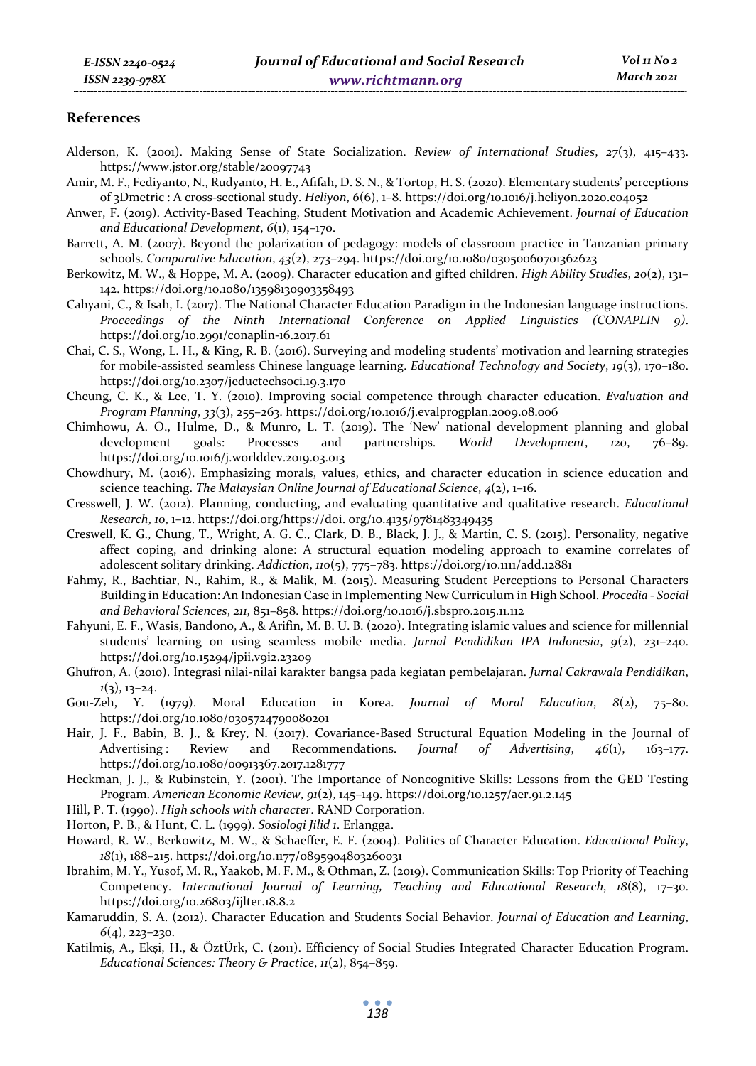## References

Alderson, K. (2001). Making Sense of State Socialization. *Review of International Studies*, *27*(3), 415–433. https://www.jstor.org/stable/20097743

Amir, M. F., Fediyanto, N., Rudyanto, H. E., Afifah, D. S. N., & Tortop, H. S. (2020). Elementary students' perceptions of 3Dmetric : A cross-sectional study. *Heliyon*, *6*(6), 1–8. https://doi.org/10.1016/j.heliyon.2020.e04052

Anwer, F. (2019). Activity-Based Teaching, Student Motivation and Academic Achievement. *Journal of Education and Educational Development*, *6*(1), 154–170.

Barrett, A. M. (2007). Beyond the polarization of pedagogy: models of classroom practice in Tanzanian primary schools. *Comparative Education*, *43*(2), 273–294. https://doi.org/10.1080/03050060701362623

Berkowitz, M. W., & Hoppe, M. A. (2009). Character education and gifted children. *High Ability Studies*, *20*(2), 131–142. https://doi.org/10.1080/13598130903358493

Cahyani, C., & Isah, I. (2017). The National Character Education Paradigm in the Indonesian language instructions. *Proceedings of the Ninth International Conference on Applied Linguistics (CONAPLIN 9)*. https://doi.org/10.2991/conaplin-16.2017.61

Chai, C. S., Wong, L. H., & King, R. B. (2016). Surveying and modeling students' motivation and learning strategies for mobile-assisted seamless Chinese language learning. *Educational Technology and Society*, *19*(3), 170–180. https://doi.org/10.2307/jeductechsoci.19.3.170

Cheung, C. K., & Lee, T. Y. (2010). Improving social competence through character education. *Evaluation and Program Planning*, *33*(3), 255–263. https://doi.org/10.1016/j.evalprogplan.2009.08.006

Chimhowu, A. O., Hulme, D., & Munro, L. T. (2019). The 'New' national development planning and global development goals: Processes and partnerships. *World Development*, *120*, 76–89. https://doi.org/10.1016/j.worlddev.2019.03.013

Chowdhury, M. (2016). Emphasizing morals, values, ethics, and character education in science education and science teaching. *The Malaysian Online Journal of Educational Science*, *4*(2), 1–16.

Cresswell, J. W. (2012). Planning, conducting, and evaluating quantitative and qualitative research. *Educational Research*, *10*, 1–12. https://doi.org/https://doi. org/10.4135/9781483349435

Creswell, K. G., Chung, T., Wright, A. G. C., Clark, D. B., Black, J. J., & Martin, C. S. (2015). Personality, negative affect coping, and drinking alone: A structural equation modeling approach to examine correlates of adolescent solitary drinking. *Addiction*, *110*(5), 775–783. https://doi.org/10.1111/add.12881

Fahmy, R., Bachtiar, N., Rahim, R., & Malik, M. (2015). Measuring Student Perceptions to Personal Characters Building in Education: An Indonesian Case in Implementing New Curriculum in High School. *Procedia - Social and Behavioral Sciences*, *211*, 851–858. https://doi.org/10.1016/j.sbspro.2015.11.112

Fahyuni, E. F., Wasis, Bandono, A., & Arifin, M. B. U. B. (2020). Integrating islamic values and science for millennial students' learning on using seamless mobile media. *Jurnal Pendidikan IPA Indonesia*, *9*(2), 231–240. https://doi.org/10.15294/jpii.v9i2.23209

Ghufron, A. (2010). Integrasi nilai-nilai karakter bangsa pada kegiatan pembelajaran. *Jurnal Cakrawala Pendidikan*, *1*(3), 13–24.

Gou-Zeh, Y. (1979). Moral Education in Korea. *Journal of Moral Education*, *8*(2), 75–80. https://doi.org/10.1080/0305724790080201

Hair, J. F., Babin, B. J., & Krey, N. (2017). Covariance-Based Structural Equation Modeling in the Journal of Advertising : Review and Recommendations. *Journal of Advertising*, *46*(1), 163–177. https://doi.org/10.1080/00913367.2017.1281777

Heckman, J. J., & Rubinstein, Y. (2001). The Importance of Noncognitive Skills: Lessons from the GED Testing Program. *American Economic Review*, *91*(2), 145–149. https://doi.org/10.1257/aer.91.2.145

Hill, P. T. (1990). *High schools with character*. RAND Corporation.

Horton, P. B., & Hunt, C. L. (1999). *Sosiologi Jilid 1*. Erlangga.

Howard, R. W., Berkowitz, M. W., & Schaeffer, E. F. (2004). Politics of Character Education. *Educational Policy*, *18*(1), 188–215. https://doi.org/10.1177/0895904803260031

Ibrahim, M. Y., Yusof, M. R., Yaakob, M. F. M., & Othman, Z. (2019). Communication Skills: Top Priority of Teaching Competency. *International Journal of Learning, Teaching and Educational Research*, *18*(8), 17–30. https://doi.org/10.26803/ijlter.18.8.2

Kamaruddin, S. A. (2012). Character Education and Students Social Behavior. *Journal of Education and Learning*, *6*(4), 223–230.

Katilmiş, A., Ekşi, H., & ÖztÜrk, C. (2011). Efficiency of Social Studies Integrated Character Education Program. *Educational Sciences: Theory & Practice*, *11*(2), 854–859.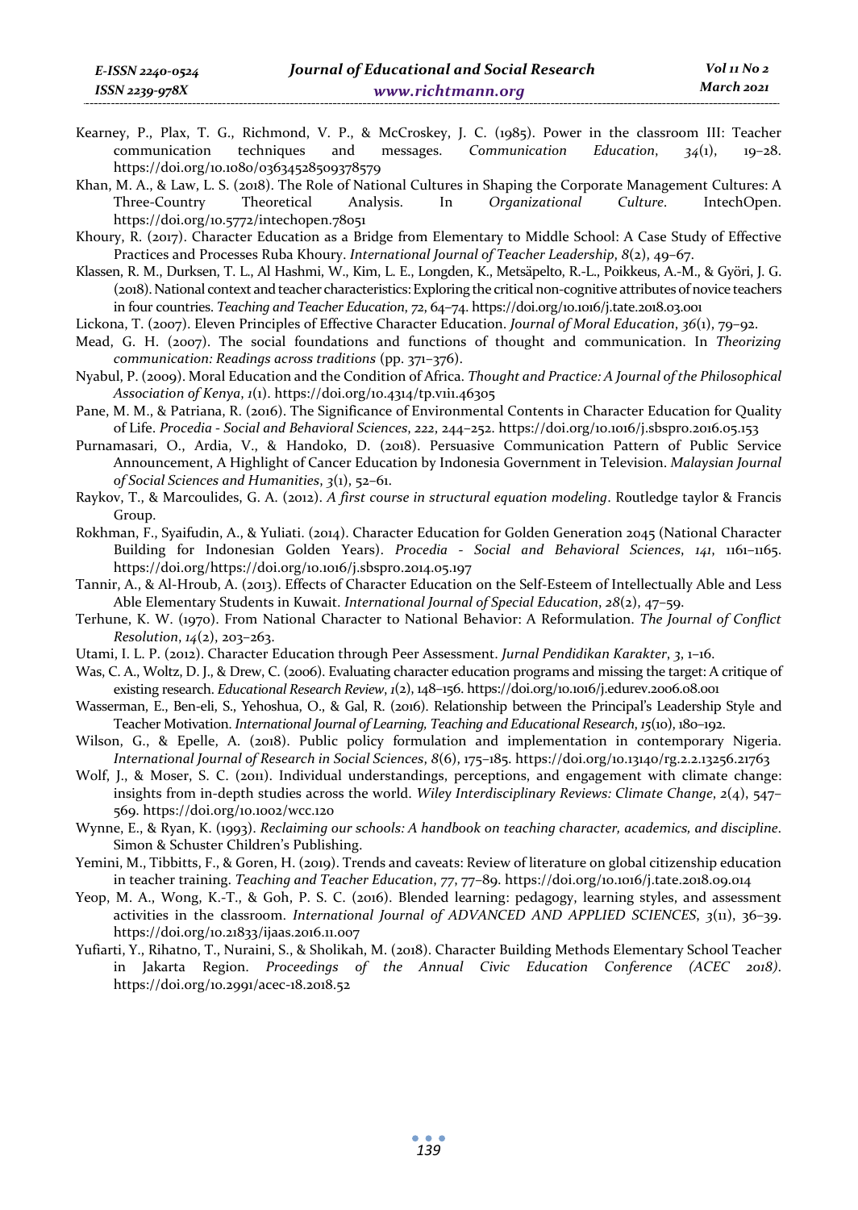Kearney, P., Plax, T. G., Richmond, V. P., & McCroskey, J. C. (1985). Power in the classroom III: Teacher communication techniques and messages. *Communication Education*, *34*(1), 19–28. https://doi.org/10.1080/03634528509378579

Khan, M. A., & Law, L. S. (2018). The Role of National Cultures in Shaping the Corporate Management Cultures: A Three-Country Theoretical Analysis. In *Organizational Culture*. IntechOpen. https://doi.org/10.5772/intechopen.78051

Khoury, R. (2017). Character Education as a Bridge from Elementary to Middle School: A Case Study of Effective Practices and Processes Ruba Khoury. *International Journal of Teacher Leadership*, *8*(2), 49–67.

Klassen, R. M., Durksen, T. L., Al Hashmi, W., Kim, L. E., Longden, K., Metsäpelto, R.-L., Poikkeus, A.-M., & Györi, J. G. (2018). National context and teacher characteristics: Exploring the critical non-cognitive attributes of novice teachers in four countries. *Teaching and Teacher Education*, *72*, 64–74. https://doi.org/10.1016/j.tate.2018.03.001

Lickona, T. (2007). Eleven Principles of Effective Character Education. *Journal of Moral Education*, *36*(1), 79–92.

Mead, G. H. (2007). The social foundations and functions of thought and communication. In *Theorizing communication: Readings across traditions* (pp. 371–376).

Nyabul, P. (2009). Moral Education and the Condition of Africa. *Thought and Practice: A Journal of the Philosophical Association of Kenya*, *1*(1). https://doi.org/10.4314/tp.v1i1.46305

Pane, M. M., & Patriana, R. (2016). The Significance of Environmental Contents in Character Education for Quality of Life. *Procedia - Social and Behavioral Sciences*, *222*, 244–252. https://doi.org/10.1016/j.sbspro.2016.05.153

Purnamasari, O., Ardia, V., & Handoko, D. (2018). Persuasive Communication Pattern of Public Service Announcement, A Highlight of Cancer Education by Indonesia Government in Television. *Malaysian Journal of Social Sciences and Humanities*, *3*(1), 52–61.

Raykov, T., & Marcoulides, G. A. (2012). *A first course in structural equation modeling*. Routledge taylor & Francis Group.

Rokhman, F., Syaifudin, A., & Yuliati. (2014). Character Education for Golden Generation 2045 (National Character Building for Indonesian Golden Years). *Procedia - Social and Behavioral Sciences*, *141*, 1161–1165. https://doi.org/https://doi.org/10.1016/j.sbspro.2014.05.197

Tannir, A., & Al-Hroub, A. (2013). Effects of Character Education on the Self-Esteem of Intellectually Able and Less Able Elementary Students in Kuwait. *International Journal of Special Education*, *28*(2), 47–59.

Terhune, K. W. (1970). From National Character to National Behavior: A Reformulation. *The Journal of Conflict Resolution*, *14*(2), 203–263.

Utami, I. L. P. (2012). Character Education through Peer Assessment. *Jurnal Pendidikan Karakter*, *3*, 1–16.

Was, C. A., Woltz, D. J., & Drew, C. (2006). Evaluating character education programs and missing the target: A critique of existing research. *Educational Research Review*, *1*(2), 148–156. https://doi.org/10.1016/j.edurev.2006.08.001

Wasserman, E., Ben-eli, S., Yehoshua, O., & Gal, R. (2016). Relationship between the Principal's Leadership Style and Teacher Motivation. *International Journal of Learning, Teaching and Educational Research*, *15*(10), 180–192.

Wilson, G., & Epelle, A. (2018). Public policy formulation and implementation in contemporary Nigeria. *International Journal of Research in Social Sciences*, *8*(6), 175–185. https://doi.org/10.13140/rg.2.2.13256.21763

Wolf, J., & Moser, S. C. (2011). Individual understandings, perceptions, and engagement with climate change: insights from in-depth studies across the world. *Wiley Interdisciplinary Reviews: Climate Change*, *2*(4), 547–569. https://doi.org/10.1002/wcc.120

Wynne, E., & Ryan, K. (1993). *Reclaiming our schools: A handbook on teaching character, academics, and discipline*. Simon & Schuster Children's Publishing.

Yemini, M., Tibbitts, F., & Goren, H. (2019). Trends and caveats: Review of literature on global citizenship education in teacher training. *Teaching and Teacher Education*, *77*, 77–89. https://doi.org/10.1016/j.tate.2018.09.014

Yeop, M. A., Wong, K.-T., & Goh, P. S. C. (2016). Blended learning: pedagogy, learning styles, and assessment activities in the classroom. *International Journal of ADVANCED AND APPLIED SCIENCES*, *3*(11), 36–39. https://doi.org/10.21833/ijaas.2016.11.007

Yufiarti, Y., Rihatno, T., Nuraini, S., & Sholikah, M. (2018). Character Building Methods Elementary School Teacher in Jakarta Region. *Proceedings of the Annual Civic Education Conference (ACEC 2018)*. https://doi.org/10.2991/acec-18.2018.52